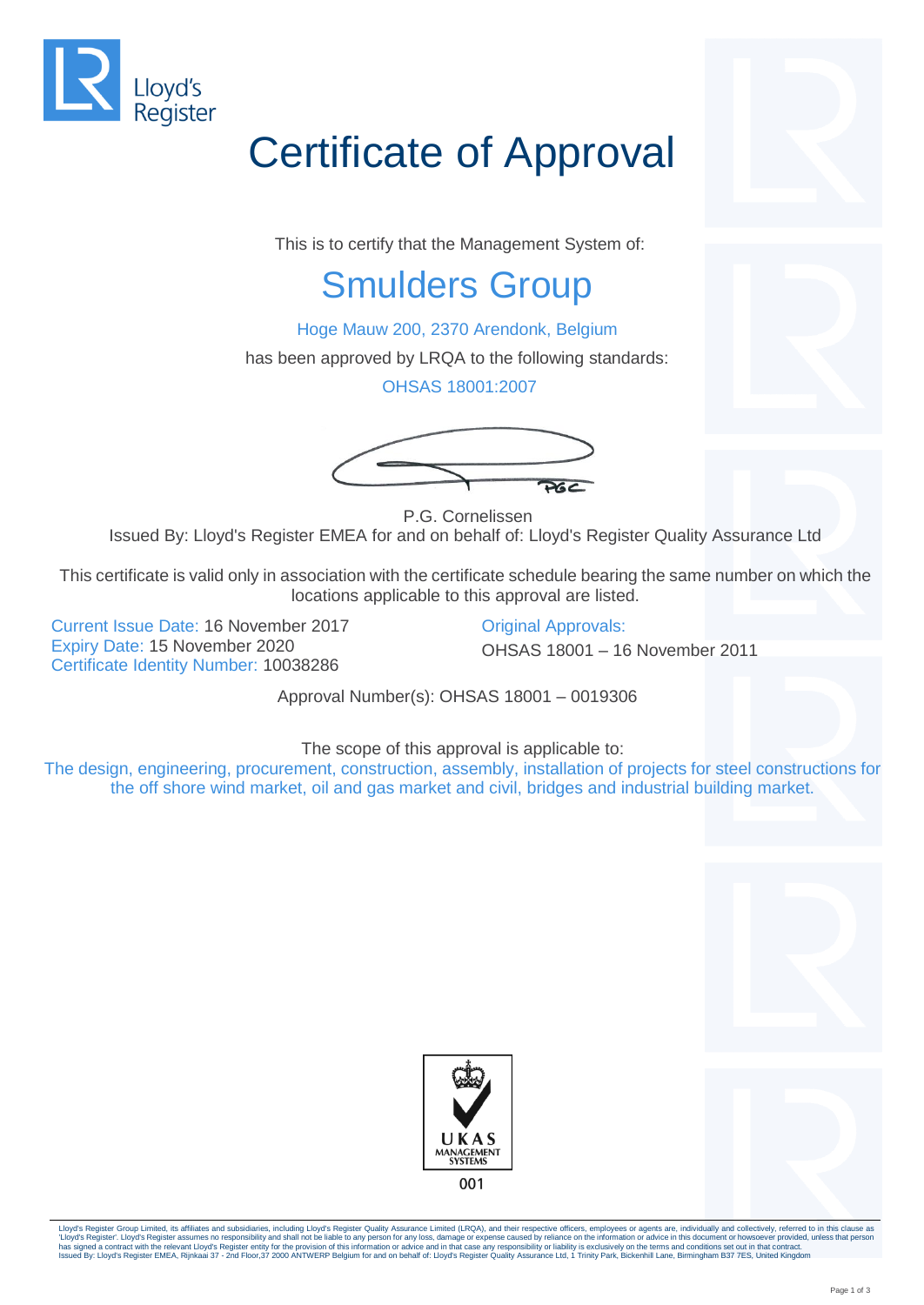Lloyd's Register

# Certificate of Approval

This is to certify that the Management System of:

## Smulders Group

Hoge Mauw 200, 2370 Arendonk, Belgium

has been approved by LRQA to the following standards:

OHSAS 18001:2007

P.G. Cornelissen

Issued By: Lloyd's Register EMEA for and on behalf of: Lloyd's Register Quality Assurance Ltd

This certificate is valid only in association with the certificate schedule bearing the same number on which the locations applicable to this approval are listed.

Current Issue Date: 16 November 2017
Expiry Date: 15 November 2020
Certificate Identity Number: 10038286

Original Approvals:
OHSAS 18001 – 16 November 2011

Approval Number(s): OHSAS 18001 – 0019306

The scope of this approval is applicable to:

The design, engineering, procurement, construction, assembly, installation of projects for steel constructions for the off shore wind market, oil and gas market and civil, bridges and industrial building market.

UKAS MANAGEMENT SYSTEMS
001

Lloyd's Register Group Limited, its affiliates and subsidiaries, including Lloyd's Register Quality Assurance Limited (LRQA), and their respective officers, employees or agents are, individually and collectively, referred to in this clause as 'Lloyd's Register'. Lloyd's Register assumes no responsibility and shall not be liable to any person for any loss, damage or expense caused by reliance on the information or advice in this document or howsoever provided, unless that person has signed a contract with the relevant Lloyd's Register entity for the provision of this information or advice and in that case any responsibility or liability is exclusively on the terms and conditions set out in that contract.
Issued By: Lloyd's Register EMEA, Rijnkaai 37 - 2nd Floor,37 2000 ANTWERP Belgium for and on behalf of: Lloyd's Register Quality Assurance Ltd, 1 Trinity Park, Bickenhill Lane, Birmingham B37 7ES, United Kingdom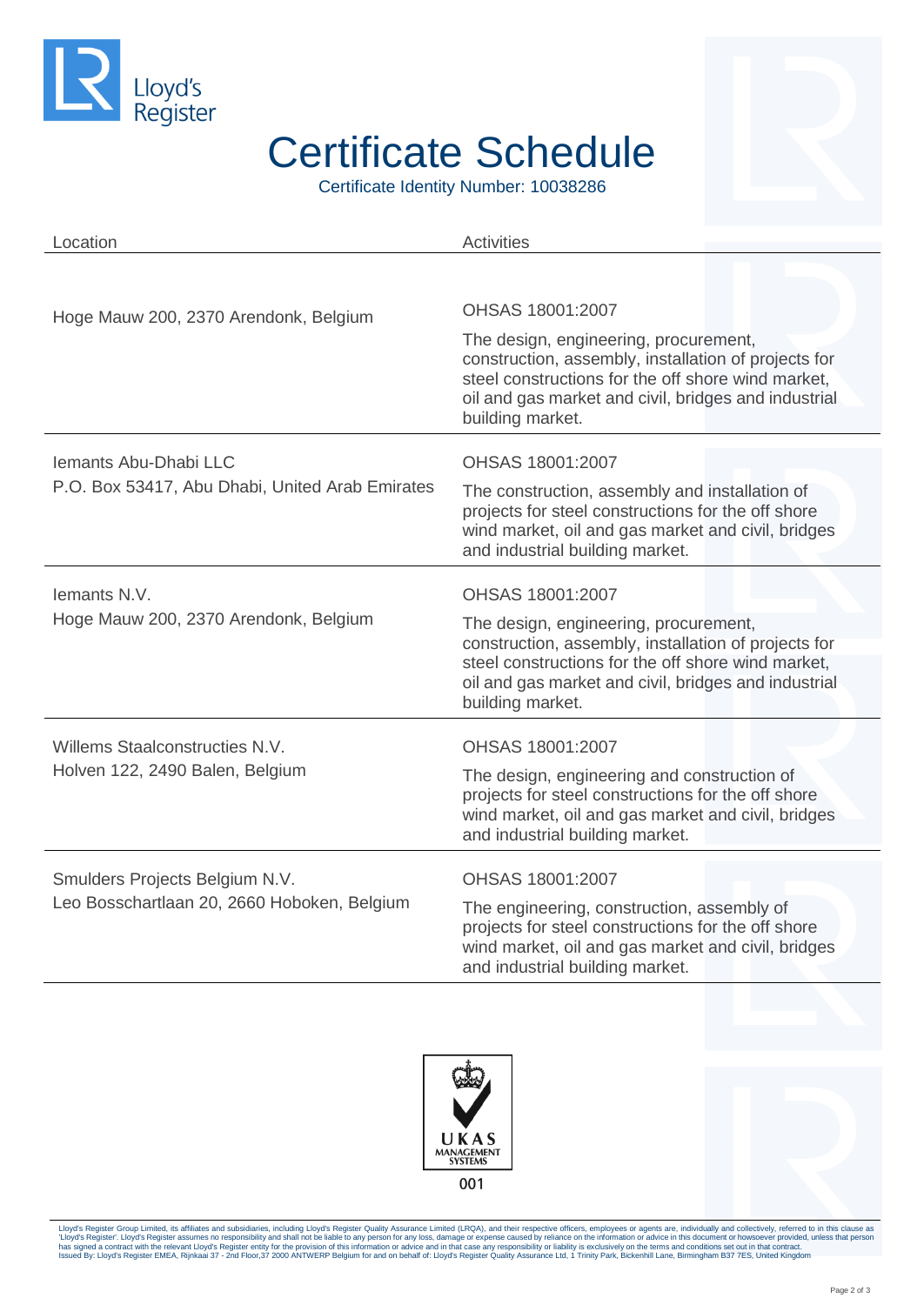Lloyd's Register

# Certificate Schedule

Certificate Identity Number: 10038286

| Location | Activities |
| --- | --- |
| Hoge Mauw 200, 2370 Arendonk, Belgium | OHSAS 18001:2007<br>The design, engineering, procurement, construction, assembly, installation of projects for steel constructions for the off shore wind market, oil and gas market and civil, bridges and industrial building market. |
| Iemants Abu-Dhabi LLC<br>P.O. Box 53417, Abu Dhabi, United Arab Emirates | OHSAS 18001:2007<br>The construction, assembly and installation of projects for steel constructions for the off shore wind market, oil and gas market and civil, bridges and industrial building market. |
| Iemants N.V.<br>Hoge Mauw 200, 2370 Arendonk, Belgium | OHSAS 18001:2007<br>The design, engineering, procurement, construction, assembly, installation of projects for steel constructions for the off shore wind market, oil and gas market and civil, bridges and industrial building market. |
| Willems Staalconstructies N.V.<br>Holven 122, 2490 Balen, Belgium | OHSAS 18001:2007<br>The design, engineering and construction of projects for steel constructions for the off shore wind market, oil and gas market and civil, bridges and industrial building market. |
| Smulders Projects Belgium N.V.<br>Leo Bosschartlaan 20, 2660 Hoboken, Belgium | OHSAS 18001:2007<br>The engineering, construction, assembly of projects for steel constructions for the off shore wind market, oil and gas market and civil, bridges and industrial building market. |

UKAS MANAGEMENT SYSTEMS

001

Lloyd's Register Group Limited, its affiliates and subsidiaries, including Lloyd's Register Quality Assurance Limited (LRQA), and their respective officers, employees or agents are, individually and collectively, referred to in this clause as 'Lloyd's Register'. Lloyd's Register assumes no responsibility and shall not be liable to any person for any loss, damage or expense caused by reliance on the information or advice in this document or howsoever provided, unless that person has signed a contract with the relevant Lloyd's Register entity for the provision of this information or advice and in that case any responsibility or liability is exclusively on the terms and conditions set out in that contract.
Issued By: Lloyd's Register EMEA, Rijnkaai 37 - 2nd Floor,37 2000 ANTWERP Belgium for and on behalf of: Lloyd's Register Quality Assurance Ltd, 1 Trinity Park, Bickenhill Lane, Birmingham B37 7ES, United Kingdom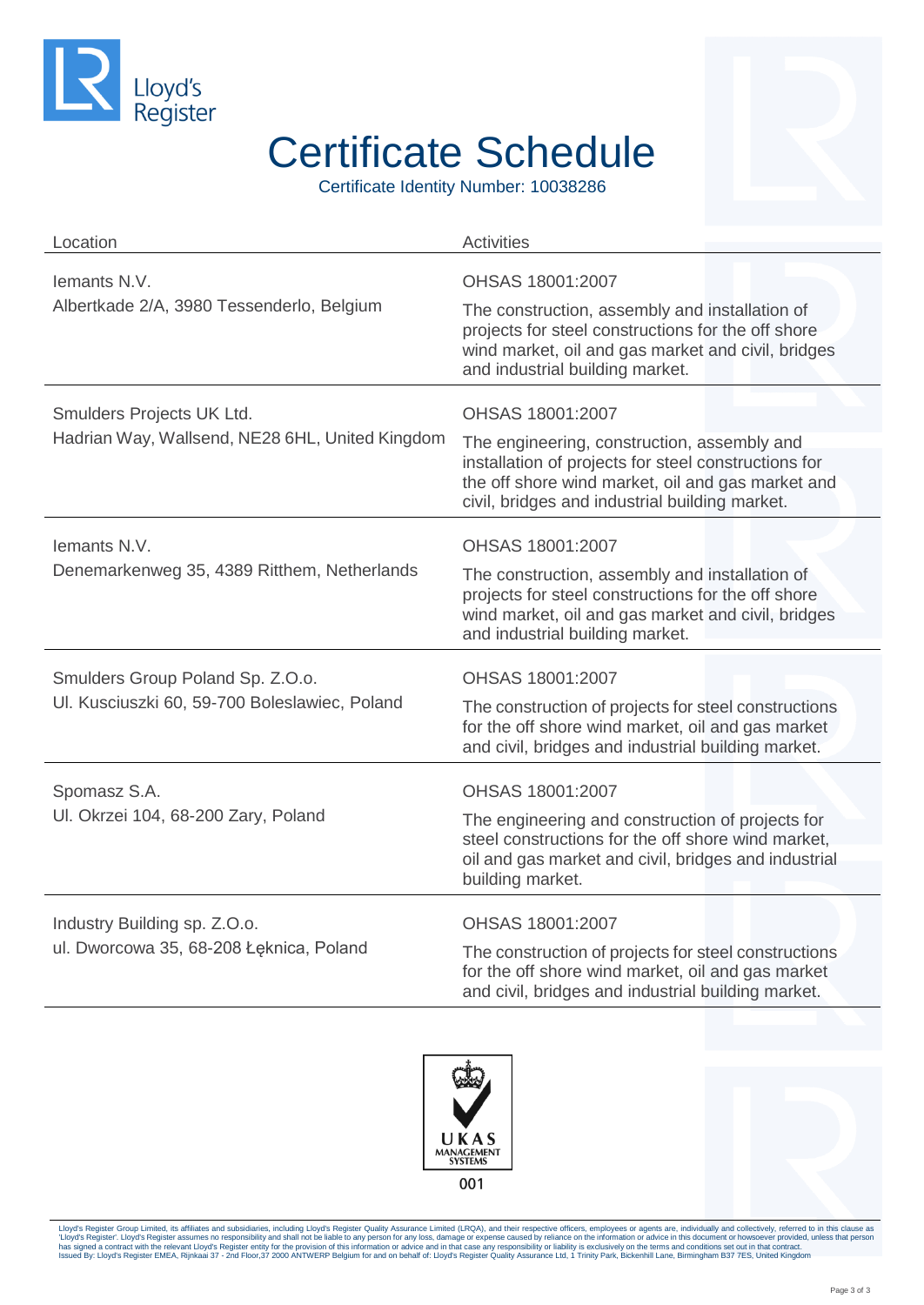# Certificate Schedule

Certificate Identity Number: 10038286

| Location | Activities |
|---|---|
| Iemants N.V.<br>Albertkade 2/A, 3980 Tessenderlo, Belgium | OHSAS 18001:2007<br>The construction, assembly and installation of projects for steel constructions for the off shore wind market, oil and gas market and civil, bridges and industrial building market. |
| Smulders Projects UK Ltd.<br>Hadrian Way, Wallsend, NE28 6HL, United Kingdom | OHSAS 18001:2007<br>The engineering, construction, assembly and installation of projects for steel constructions for the off shore wind market, oil and gas market and civil, bridges and industrial building market. |
| Iemants N.V.<br>Denemarkenweg 35, 4389 Ritthem, Netherlands | OHSAS 18001:2007<br>The construction, assembly and installation of projects for steel constructions for the off shore wind market, oil and gas market and civil, bridges and industrial building market. |
| Smulders Group Poland Sp. Z.O.o.<br>Ul. Kusciuszki 60, 59-700 Boleslawiec, Poland | OHSAS 18001:2007<br>The construction of projects for steel constructions for the off shore wind market, oil and gas market and civil, bridges and industrial building market. |
| Spomasz S.A.<br>Ul. Okrzei 104, 68-200 Zary, Poland | OHSAS 18001:2007<br>The engineering and construction of projects for steel constructions for the off shore wind market, oil and gas market and civil, bridges and industrial building market. |
| Industry Building sp. Z.O.o.<br>ul. Dworcowa 35, 68-208 Łęknica, Poland | OHSAS 18001:2007<br>The construction of projects for steel constructions for the off shore wind market, oil and gas market and civil, bridges and industrial building market. |

UKAS MANAGEMENT SYSTEMS
001

Lloyd's Register Group Limited, its affiliates and subsidiaries, including Lloyd's Register Quality Assurance Limited (LRQA), and their respective officers, employees or agents are, individually and collectively, referred to in this clause as 'Lloyd's Register'. Lloyd's Register assumes no responsibility and shall not be liable to any person for any loss, damage or expense caused by reliance on the information or advice in this document or howsoever provided, unless that person has signed a contract with the relevant Lloyd's Register entity for the provision of this information or advice and in that case any responsibility or liability is exclusively on the terms and conditions set out in that contract.
Issued By: Lloyd's Register EMEA, Rijnkaai 37 - 2nd Floor,37 2000 ANTWERP Belgium for and on behalf of: Lloyd's Register Quality Assurance Ltd, 1 Trinity Park, Bickenhill Lane, Birmingham B37 7ES, United Kingdom